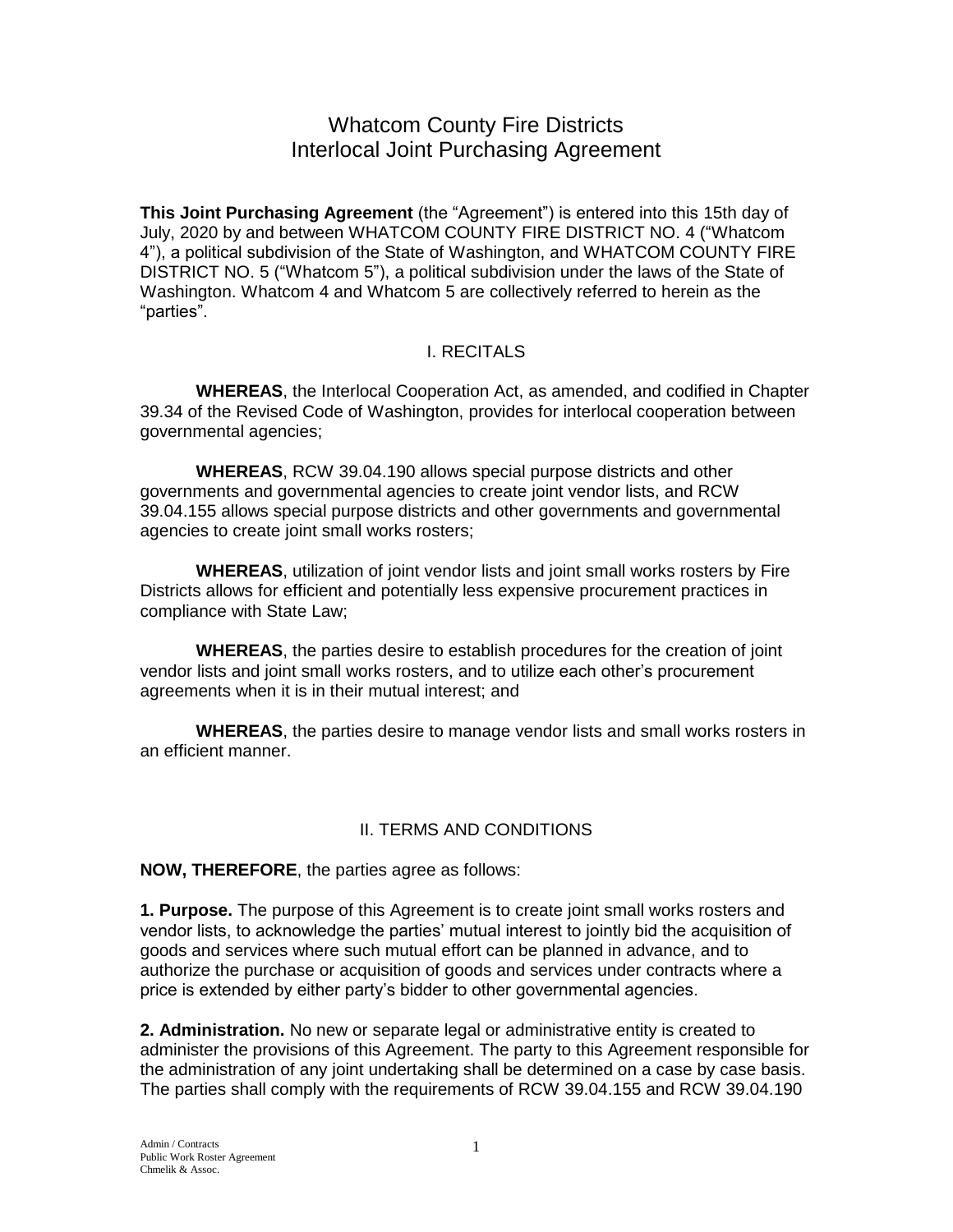# Whatcom County Fire Districts
# Interlocal Joint Purchasing Agreement

**This Joint Purchasing Agreement** (the "Agreement") is entered into this 15th day of July, 2020 by and between WHATCOM COUNTY FIRE DISTRICT NO. 4 ("Whatcom 4"), a political subdivision of the State of Washington, and WHATCOM COUNTY FIRE DISTRICT NO. 5 ("Whatcom 5"), a political subdivision under the laws of the State of Washington. Whatcom 4 and Whatcom 5 are collectively referred to herein as the "parties".

## I. RECITALS

**WHEREAS**, the Interlocal Cooperation Act, as amended, and codified in Chapter 39.34 of the Revised Code of Washington, provides for interlocal cooperation between governmental agencies;

**WHEREAS**, RCW 39.04.190 allows special purpose districts and other governments and governmental agencies to create joint vendor lists, and RCW 39.04.155 allows special purpose districts and other governments and governmental agencies to create joint small works rosters;

**WHEREAS**, utilization of joint vendor lists and joint small works rosters by Fire Districts allows for efficient and potentially less expensive procurement practices in compliance with State Law;

**WHEREAS**, the parties desire to establish procedures for the creation of joint vendor lists and joint small works rosters, and to utilize each other's procurement agreements when it is in their mutual interest; and

**WHEREAS**, the parties desire to manage vendor lists and small works rosters in an efficient manner.

## II. TERMS AND CONDITIONS

**NOW, THEREFORE**, the parties agree as follows:

**1. Purpose.** The purpose of this Agreement is to create joint small works rosters and vendor lists, to acknowledge the parties' mutual interest to jointly bid the acquisition of goods and services where such mutual effort can be planned in advance, and to authorize the purchase or acquisition of goods and services under contracts where a price is extended by either party's bidder to other governmental agencies.

**2. Administration.** No new or separate legal or administrative entity is created to administer the provisions of this Agreement. The party to this Agreement responsible for the administration of any joint undertaking shall be determined on a case by case basis. The parties shall comply with the requirements of RCW 39.04.155 and RCW 39.04.190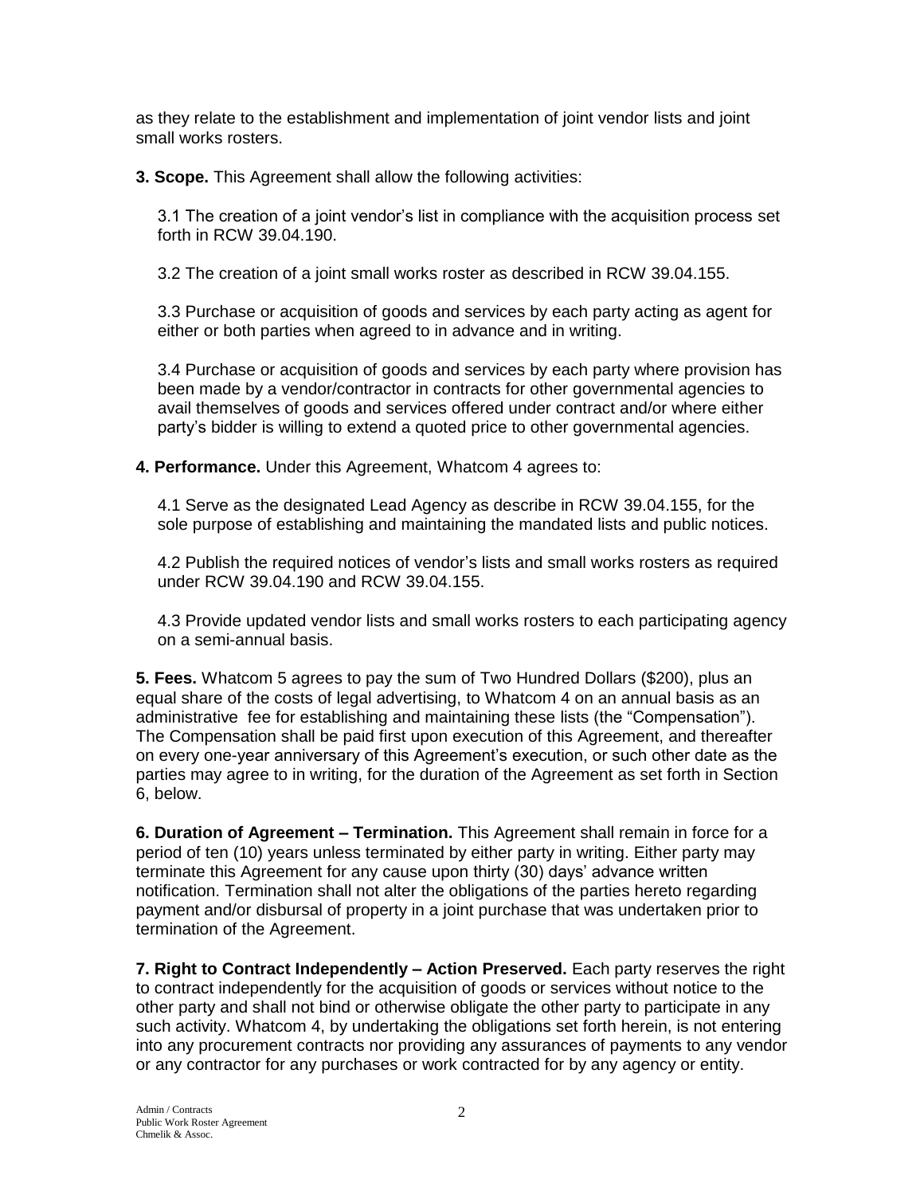as they relate to the establishment and implementation of joint vendor lists and joint small works rosters.

**3. Scope.** This Agreement shall allow the following activities:

3.1 The creation of a joint vendor's list in compliance with the acquisition process set forth in RCW 39.04.190.

3.2 The creation of a joint small works roster as described in RCW 39.04.155.

3.3 Purchase or acquisition of goods and services by each party acting as agent for either or both parties when agreed to in advance and in writing.

3.4 Purchase or acquisition of goods and services by each party where provision has been made by a vendor/contractor in contracts for other governmental agencies to avail themselves of goods and services offered under contract and/or where either party's bidder is willing to extend a quoted price to other governmental agencies.

**4. Performance.** Under this Agreement, Whatcom 4 agrees to:

4.1 Serve as the designated Lead Agency as describe in RCW 39.04.155, for the sole purpose of establishing and maintaining the mandated lists and public notices.

4.2 Publish the required notices of vendor's lists and small works rosters as required under RCW 39.04.190 and RCW 39.04.155.

4.3 Provide updated vendor lists and small works rosters to each participating agency on a semi-annual basis.

**5. Fees.** Whatcom 5 agrees to pay the sum of Two Hundred Dollars ($200), plus an equal share of the costs of legal advertising, to Whatcom 4 on an annual basis as an administrative fee for establishing and maintaining these lists (the "Compensation"). The Compensation shall be paid first upon execution of this Agreement, and thereafter on every one-year anniversary of this Agreement's execution, or such other date as the parties may agree to in writing, for the duration of the Agreement as set forth in Section 6, below.

**6. Duration of Agreement – Termination.** This Agreement shall remain in force for a period of ten (10) years unless terminated by either party in writing. Either party may terminate this Agreement for any cause upon thirty (30) days' advance written notification. Termination shall not alter the obligations of the parties hereto regarding payment and/or disbursal of property in a joint purchase that was undertaken prior to termination of the Agreement.

**7. Right to Contract Independently – Action Preserved.** Each party reserves the right to contract independently for the acquisition of goods or services without notice to the other party and shall not bind or otherwise obligate the other party to participate in any such activity. Whatcom 4, by undertaking the obligations set forth herein, is not entering into any procurement contracts nor providing any assurances of payments to any vendor or any contractor for any purchases or work contracted for by any agency or entity.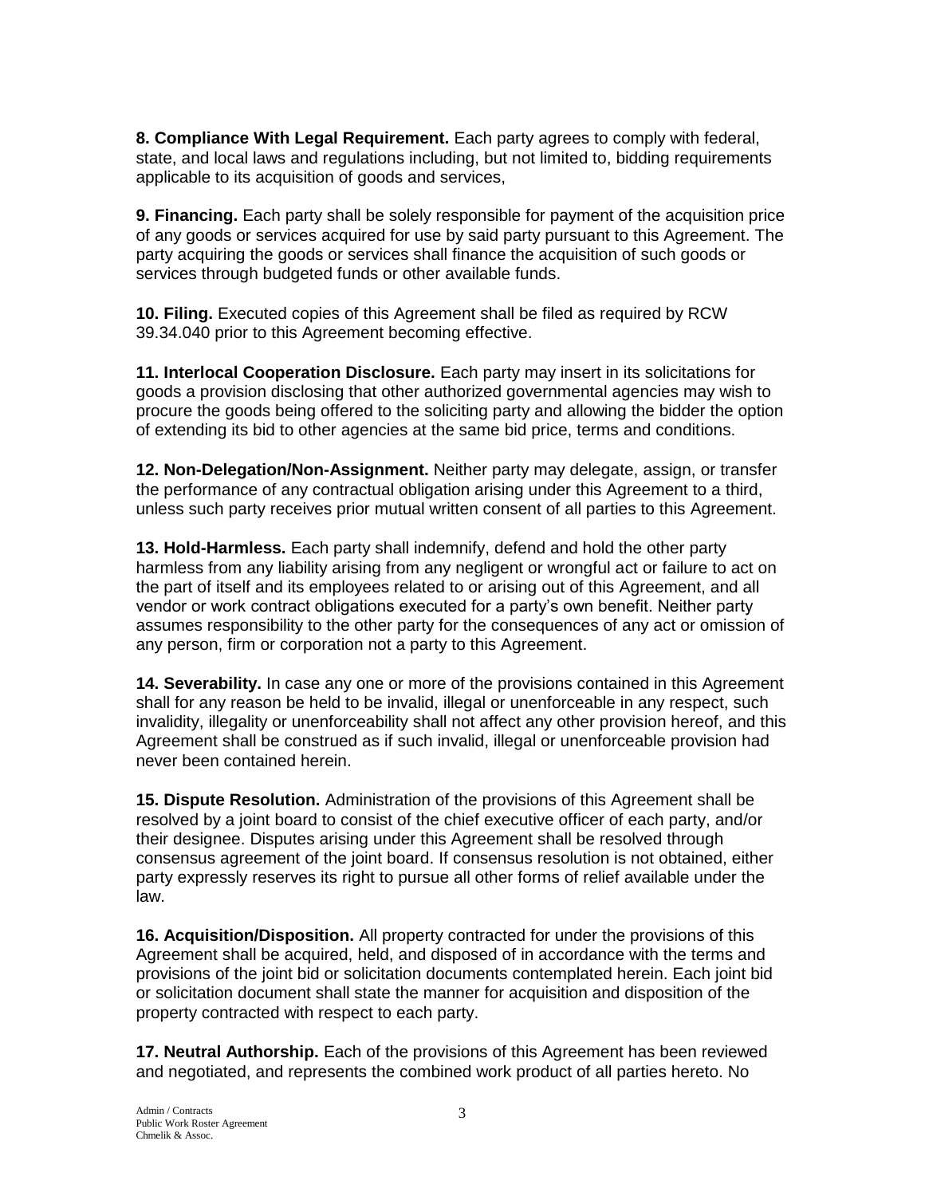**8. Compliance With Legal Requirement.** Each party agrees to comply with federal, state, and local laws and regulations including, but not limited to, bidding requirements applicable to its acquisition of goods and services,

**9. Financing.** Each party shall be solely responsible for payment of the acquisition price of any goods or services acquired for use by said party pursuant to this Agreement. The party acquiring the goods or services shall finance the acquisition of such goods or services through budgeted funds or other available funds.

**10. Filing.** Executed copies of this Agreement shall be filed as required by RCW 39.34.040 prior to this Agreement becoming effective.

**11. Interlocal Cooperation Disclosure.** Each party may insert in its solicitations for goods a provision disclosing that other authorized governmental agencies may wish to procure the goods being offered to the soliciting party and allowing the bidder the option of extending its bid to other agencies at the same bid price, terms and conditions.

**12. Non-Delegation/Non-Assignment.** Neither party may delegate, assign, or transfer the performance of any contractual obligation arising under this Agreement to a third, unless such party receives prior mutual written consent of all parties to this Agreement.

**13. Hold-Harmless.** Each party shall indemnify, defend and hold the other party harmless from any liability arising from any negligent or wrongful act or failure to act on the part of itself and its employees related to or arising out of this Agreement, and all vendor or work contract obligations executed for a party's own benefit. Neither party assumes responsibility to the other party for the consequences of any act or omission of any person, firm or corporation not a party to this Agreement.

**14. Severability.** In case any one or more of the provisions contained in this Agreement shall for any reason be held to be invalid, illegal or unenforceable in any respect, such invalidity, illegality or unenforceability shall not affect any other provision hereof, and this Agreement shall be construed as if such invalid, illegal or unenforceable provision had never been contained herein.

**15. Dispute Resolution.** Administration of the provisions of this Agreement shall be resolved by a joint board to consist of the chief executive officer of each party, and/or their designee. Disputes arising under this Agreement shall be resolved through consensus agreement of the joint board. If consensus resolution is not obtained, either party expressly reserves its right to pursue all other forms of relief available under the law.

**16. Acquisition/Disposition.** All property contracted for under the provisions of this Agreement shall be acquired, held, and disposed of in accordance with the terms and provisions of the joint bid or solicitation documents contemplated herein. Each joint bid or solicitation document shall state the manner for acquisition and disposition of the property contracted with respect to each party.

**17. Neutral Authorship.** Each of the provisions of this Agreement has been reviewed and negotiated, and represents the combined work product of all parties hereto. No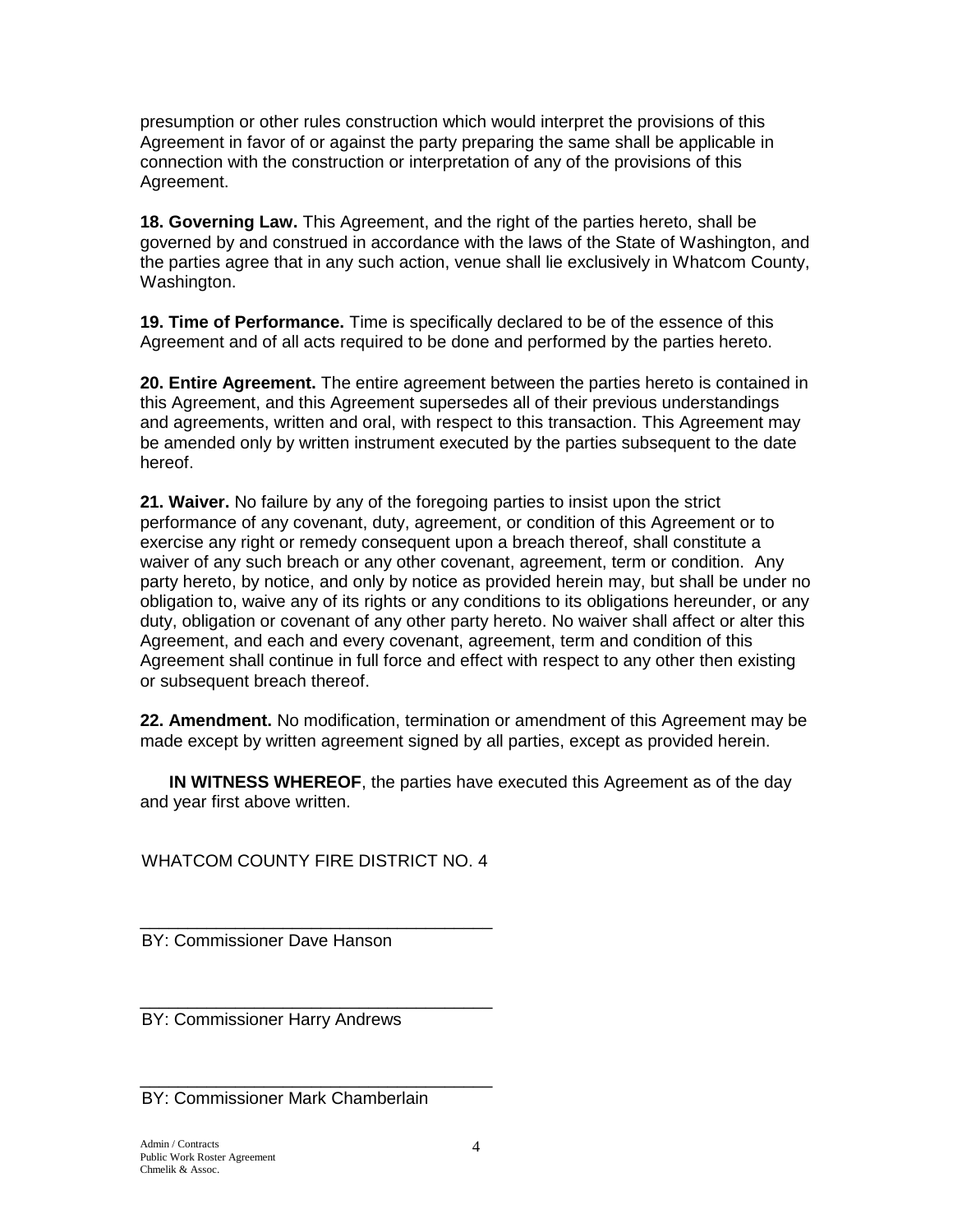presumption or other rules construction which would interpret the provisions of this Agreement in favor of or against the party preparing the same shall be applicable in connection with the construction or interpretation of any of the provisions of this Agreement.

**18. Governing Law.** This Agreement, and the right of the parties hereto, shall be governed by and construed in accordance with the laws of the State of Washington, and the parties agree that in any such action, venue shall lie exclusively in Whatcom County, Washington.

**19. Time of Performance.** Time is specifically declared to be of the essence of this Agreement and of all acts required to be done and performed by the parties hereto.

**20. Entire Agreement.** The entire agreement between the parties hereto is contained in this Agreement, and this Agreement supersedes all of their previous understandings and agreements, written and oral, with respect to this transaction. This Agreement may be amended only by written instrument executed by the parties subsequent to the date hereof.

**21. Waiver.** No failure by any of the foregoing parties to insist upon the strict performance of any covenant, duty, agreement, or condition of this Agreement or to exercise any right or remedy consequent upon a breach thereof, shall constitute a waiver of any such breach or any other covenant, agreement, term or condition. Any party hereto, by notice, and only by notice as provided herein may, but shall be under no obligation to, waive any of its rights or any conditions to its obligations hereunder, or any duty, obligation or covenant of any other party hereto. No waiver shall affect or alter this Agreement, and each and every covenant, agreement, term and condition of this Agreement shall continue in full force and effect with respect to any other then existing or subsequent breach thereof.

**22. Amendment.** No modification, termination or amendment of this Agreement may be made except by written agreement signed by all parties, except as provided herein.

**IN WITNESS WHEREOF**, the parties have executed this Agreement as of the day and year first above written.

WHATCOM COUNTY FIRE DISTRICT NO. 4

\_\_\_\_\_\_\_\_\_\_\_\_\_\_\_\_\_\_\_\_\_\_\_\_\_\_\_\_\_\_\_\_\_\_\_\_
BY: Commissioner Dave Hanson

\_\_\_\_\_\_\_\_\_\_\_\_\_\_\_\_\_\_\_\_\_\_\_\_\_\_\_\_\_\_\_\_\_\_\_\_
BY: Commissioner Harry Andrews

\_\_\_\_\_\_\_\_\_\_\_\_\_\_\_\_\_\_\_\_\_\_\_\_\_\_\_\_\_\_\_\_\_\_\_\_
BY: Commissioner Mark Chamberlain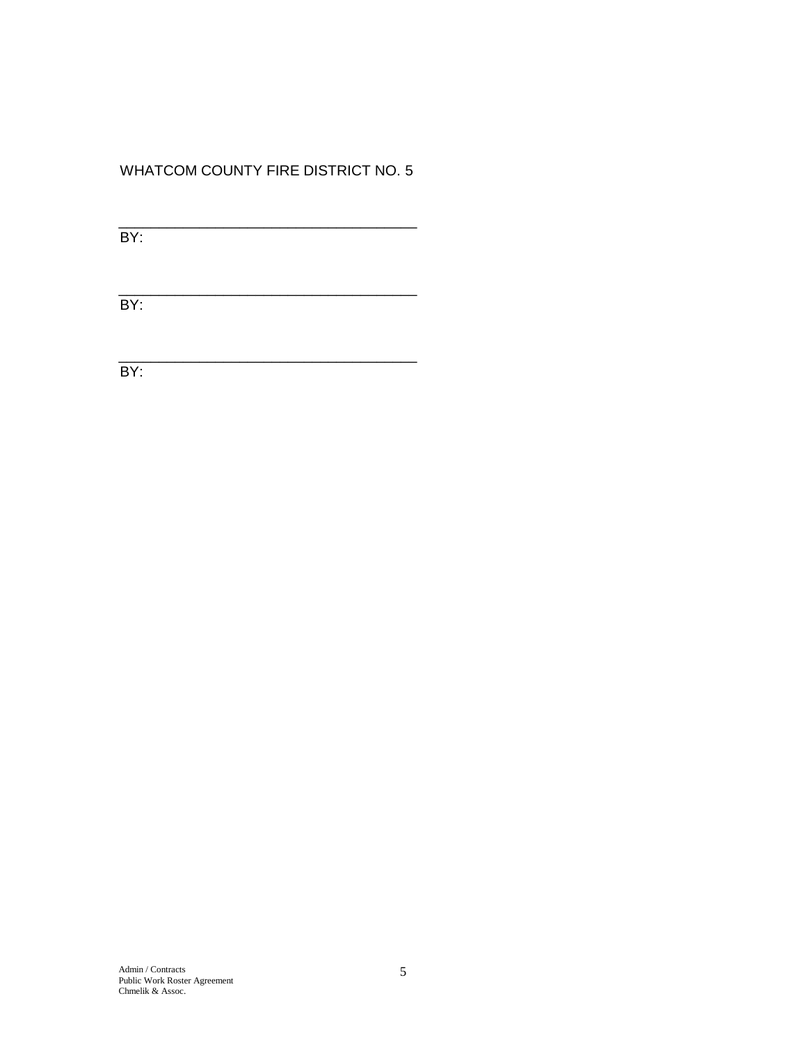WHATCOM COUNTY FIRE DISTRICT NO. 5

______________________________________
BY:

______________________________________
BY:

______________________________________
BY: